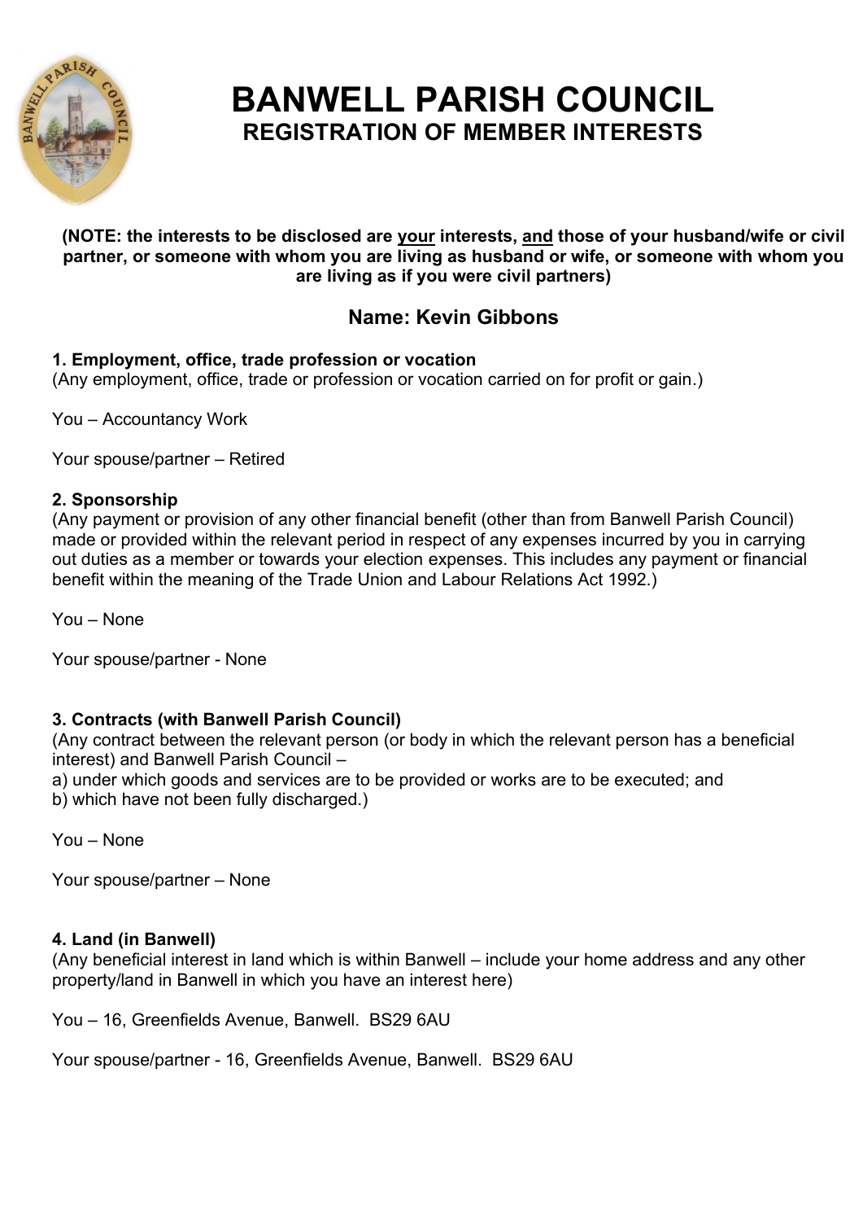# BANWELL PARISH COUNCIL
## REGISTRATION OF MEMBER INTERESTS

**(NOTE: the interests to be disclosed are <u>your</u> interests, <u>and</u> those of your husband/wife or civil partner, or someone with whom you are living as husband or wife, or someone with whom you are living as if you were civil partners)**

### Name: Kevin Gibbons

**1. Employment, office, trade profession or vocation**
(Any employment, office, trade or profession or vocation carried on for profit or gain.)

You – Accountancy Work

Your spouse/partner – Retired

**2. Sponsorship**
(Any payment or provision of any other financial benefit (other than from Banwell Parish Council) made or provided within the relevant period in respect of any expenses incurred by you in carrying out duties as a member or towards your election expenses. This includes any payment or financial benefit within the meaning of the Trade Union and Labour Relations Act 1992.)

You – None

Your spouse/partner - None

**3. Contracts (with Banwell Parish Council)**
(Any contract between the relevant person (or body in which the relevant person has a beneficial interest) and Banwell Parish Council –
a) under which goods and services are to be provided or works are to be executed; and
b) which have not been fully discharged.)

You – None

Your spouse/partner – None

**4. Land (in Banwell)**
(Any beneficial interest in land which is within Banwell – include your home address and any other property/land in Banwell in which you have an interest here)

You – 16, Greenfields Avenue, Banwell. BS29 6AU

Your spouse/partner - 16, Greenfields Avenue, Banwell. BS29 6AU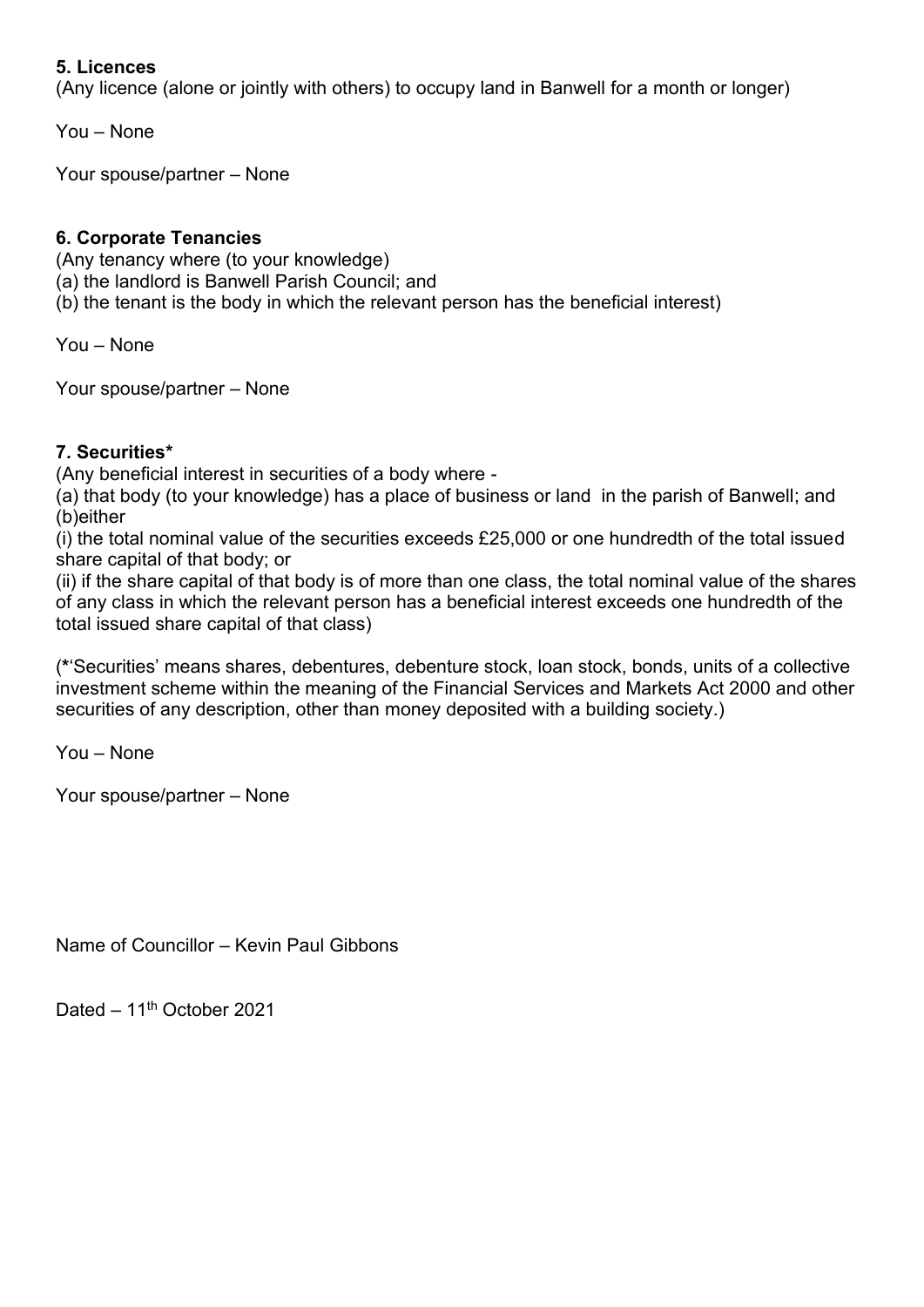**5. Licences**

(Any licence (alone or jointly with others) to occupy land in Banwell for a month or longer)

You – None

Your spouse/partner – None

**6. Corporate Tenancies**

(Any tenancy where (to your knowledge)
(a) the landlord is Banwell Parish Council; and
(b) the tenant is the body in which the relevant person has the beneficial interest)

You – None

Your spouse/partner – None

**7. Securities***

(Any beneficial interest in securities of a body where -
(a) that body (to your knowledge) has a place of business or land in the parish of Banwell; and
(b)either
(i) the total nominal value of the securities exceeds £25,000 or one hundredth of the total issued share capital of that body; or
(ii) if the share capital of that body is of more than one class, the total nominal value of the shares of any class in which the relevant person has a beneficial interest exceeds one hundredth of the total issued share capital of that class)

(*'Securities' means shares, debentures, debenture stock, loan stock, bonds, units of a collective investment scheme within the meaning of the Financial Services and Markets Act 2000 and other securities of any description, other than money deposited with a building society.)

You – None

Your spouse/partner – None

Name of Councillor – Kevin Paul Gibbons

Dated – 11th October 2021